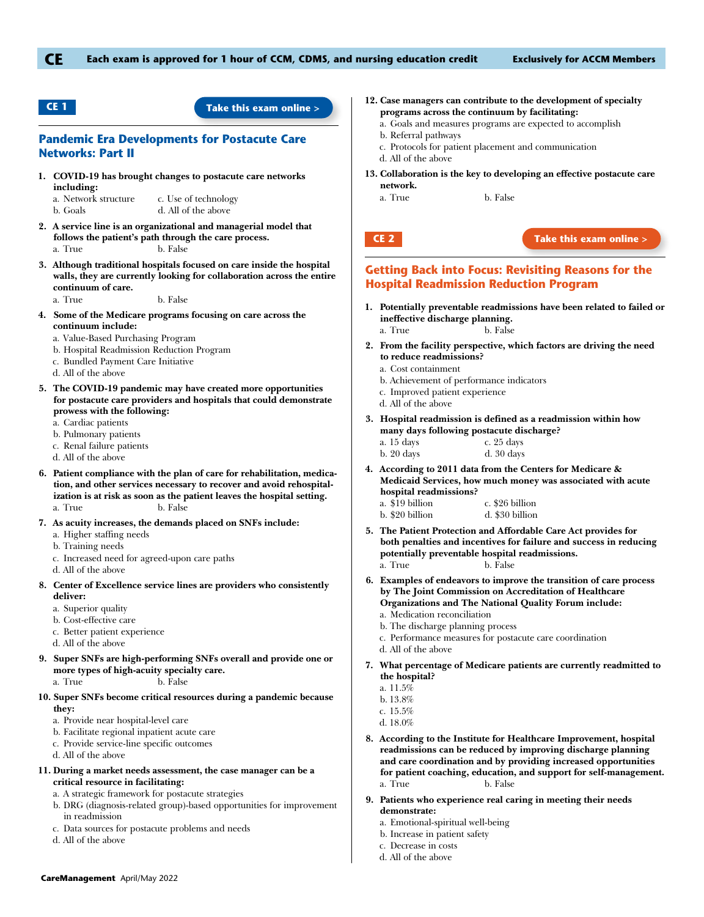# CE Each exam is approved for 1 hour of CCM, CDMS, and nursing education credit — Exclusively for ACCM Members

## CE 1

Take this exam online >

## Pandemic Era Developments for Postacute Care Networks: Part II

**1. COVID-19 has brought changes to postacute care networks including:**
a. Network structure
b. Goals
c. Use of technology
d. All of the above

**2. A service line is an organizational and managerial model that follows the patient's path through the care process.**
a. True
b. False

**3. Although traditional hospitals focused on care inside the hospital walls, they are currently looking for collaboration across the entire continuum of care.**
a. True
b. False

**4. Some of the Medicare programs focusing on care across the continuum include:**
a. Value-Based Purchasing Program
b. Hospital Readmission Reduction Program
c. Bundled Payment Care Initiative
d. All of the above

**5. The COVID-19 pandemic may have created more opportunities for postacute care providers and hospitals that could demonstrate prowess with the following:**
a. Cardiac patients
b. Pulmonary patients
c. Renal failure patients
d. All of the above

**6. Patient compliance with the plan of care for rehabilitation, medication, and other services necessary to recover and avoid rehospitalization is at risk as soon as the patient leaves the hospital setting.**
a. True
b. False

**7. As acuity increases, the demands placed on SNFs include:**
a. Higher staffing needs
b. Training needs
c. Increased need for agreed-upon care paths
d. All of the above

**8. Center of Excellence service lines are providers who consistently deliver:**
a. Superior quality
b. Cost-effective care
c. Better patient experience
d. All of the above

**9. Super SNFs are high-performing SNFs overall and provide one or more types of high-acuity specialty care.**
a. True
b. False

**10. Super SNFs become critical resources during a pandemic because they:**
a. Provide near hospital-level care
b. Facilitate regional inpatient acute care
c. Provide service-line specific outcomes
d. All of the above

**11. During a market needs assessment, the case manager can be a critical resource in facilitating:**
a. A strategic framework for postacute strategies
b. DRG (diagnosis-related group)-based opportunities for improvement in readmission
c. Data sources for postacute problems and needs
d. All of the above

**12. Case managers can contribute to the development of specialty programs across the continuum by facilitating:**
a. Goals and measures programs are expected to accomplish
b. Referral pathways
c. Protocols for patient placement and communication
d. All of the above

**13. Collaboration is the key to developing an effective postacute care network.**
a. True
b. False

## CE 2

Take this exam online >

## Getting Back into Focus: Revisiting Reasons for the Hospital Readmission Reduction Program

**1. Potentially preventable readmissions have been related to failed or ineffective discharge planning.**
a. True
b. False

**2. From the facility perspective, which factors are driving the need to reduce readmissions?**
a. Cost containment
b. Achievement of performance indicators
c. Improved patient experience
d. All of the above

**3. Hospital readmission is defined as a readmission within how many days following postacute discharge?**
a. 15 days
b. 20 days
c. 25 days
d. 30 days

**4. According to 2011 data from the Centers for Medicare & Medicaid Services, how much money was associated with acute hospital readmissions?**
a. $19 billion
b. $20 billion
c. $26 billion
d. $30 billion

**5. The Patient Protection and Affordable Care Act provides for both penalties and incentives for failure and success in reducing potentially preventable hospital readmissions.**
a. True
b. False

**6. Examples of endeavors to improve the transition of care process by The Joint Commission on Accreditation of Healthcare Organizations and The National Quality Forum include:**
a. Medication reconciliation
b. The discharge planning process
c. Performance measures for postacute care coordination
d. All of the above

**7. What percentage of Medicare patients are currently readmitted to the hospital?**
a. 11.5%
b. 13.8%
c. 15.5%
d. 18.0%

**8. According to the Institute for Healthcare Improvement, hospital readmissions can be reduced by improving discharge planning and care coordination and by providing increased opportunities for patient coaching, education, and support for self-management.**
a. True
b. False

**9. Patients who experience real caring in meeting their needs demonstrate:**
a. Emotional-spiritual well-being
b. Increase in patient safety
c. Decrease in costs
d. All of the above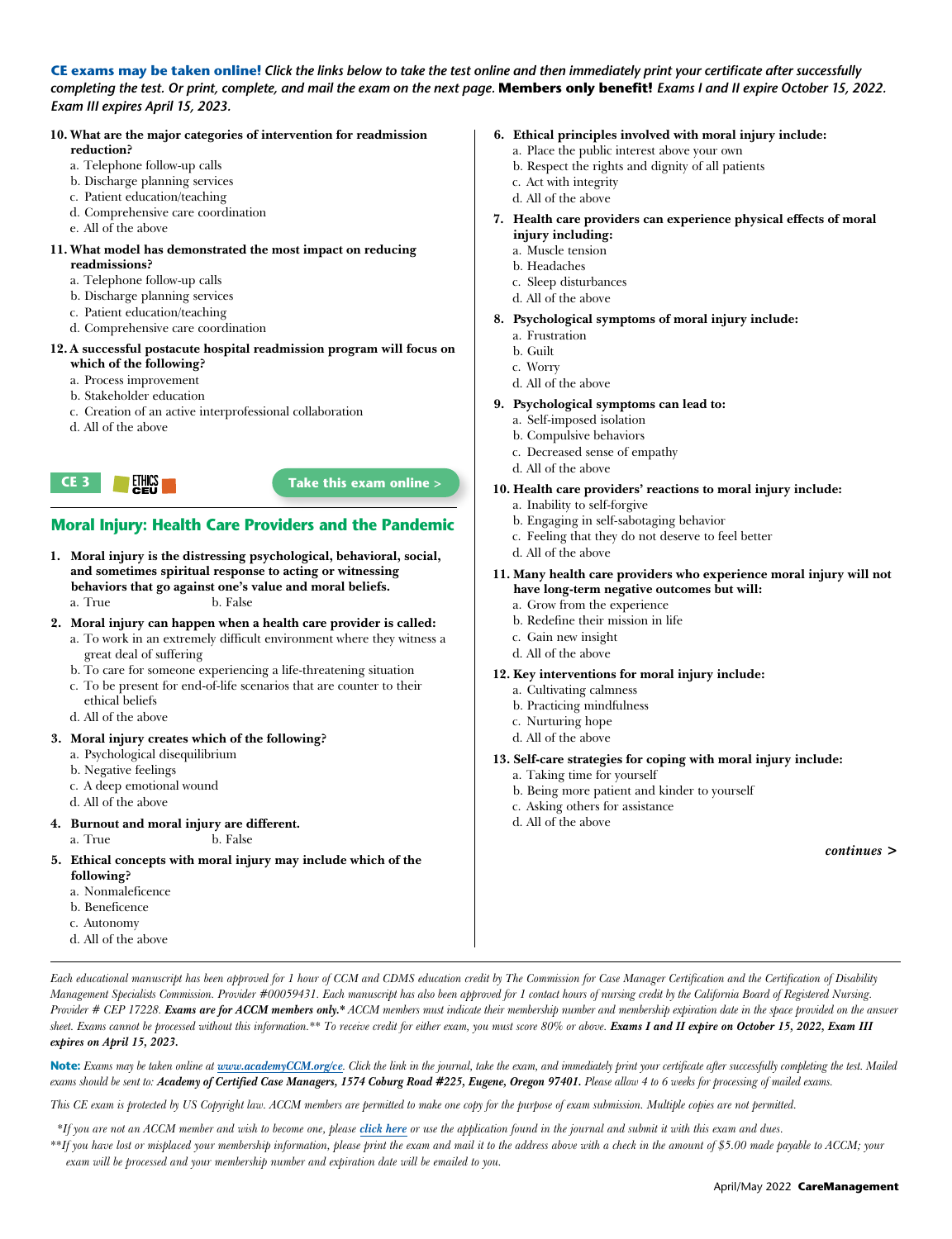**CE exams may be taken online!** *Click the links below to take the test online and then immediately print your certificate after successfully completing the test. Or print, complete, and mail the exam on the next page.* **Members only benefit!** *Exams I and II expire October 15, 2022. Exam III expires April 15, 2023.*

**10. What are the major categories of intervention for readmission reduction?**

a. Telephone follow-up calls
b. Discharge planning services
c. Patient education/teaching
d. Comprehensive care coordination
e. All of the above

**11. What model has demonstrated the most impact on reducing readmissions?**

a. Telephone follow-up calls
b. Discharge planning services
c. Patient education/teaching
d. Comprehensive care coordination

**12. A successful postacute hospital readmission program will focus on which of the following?**

a. Process improvement
b. Stakeholder education
c. Creation of an active interprofessional collaboration
d. All of the above

**CE 3** ETHICS CEU **Take this exam online >**

## Moral Injury: Health Care Providers and the Pandemic

**1. Moral injury is the distressing psychological, behavioral, social, and sometimes spiritual response to acting or witnessing behaviors that go against one's value and moral beliefs.**

a. True b. False

**2. Moral injury can happen when a health care provider is called:**

a. To work in an extremely difficult environment where they witness a great deal of suffering
b. To care for someone experiencing a life-threatening situation
c. To be present for end-of-life scenarios that are counter to their ethical beliefs
d. All of the above

**3. Moral injury creates which of the following?**

a. Psychological disequilibrium
b. Negative feelings
c. A deep emotional wound
d. All of the above

**4. Burnout and moral injury are different.**

a. True b. False

**5. Ethical concepts with moral injury may include which of the following?**

a. Nonmaleficence
b. Beneficence
c. Autonomy
d. All of the above

**6. Ethical principles involved with moral injury include:**

a. Place the public interest above your own
b. Respect the rights and dignity of all patients
c. Act with integrity
d. All of the above

**7. Health care providers can experience physical effects of moral injury including:**

a. Muscle tension
b. Headaches
c. Sleep disturbances
d. All of the above

**8. Psychological symptoms of moral injury include:**

a. Frustration
b. Guilt
c. Worry
d. All of the above

**9. Psychological symptoms can lead to:**

a. Self-imposed isolation
b. Compulsive behaviors
c. Decreased sense of empathy
d. All of the above

**10. Health care providers' reactions to moral injury include:**

a. Inability to self-forgive
b. Engaging in self-sabotaging behavior
c. Feeling that they do not deserve to feel better
d. All of the above

**11. Many health care providers who experience moral injury will not have long-term negative outcomes but will:**

a. Grow from the experience
b. Redefine their mission in life
c. Gain new insight
d. All of the above

**12. Key interventions for moral injury include:**

a. Cultivating calmness
b. Practicing mindfulness
c. Nurturing hope
d. All of the above

**13. Self-care strategies for coping with moral injury include:**

a. Taking time for yourself
b. Being more patient and kinder to yourself
c. Asking others for assistance
d. All of the above

***continues >***

---

*Each educational manuscript has been approved for 1 hour of CCM and CDMS education credit by The Commission for Case Manager Certification and the Certification of Disability Management Specialists Commission. Provider #00059431. Each manuscript has also been approved for 1 contact hours of nursing credit by the California Board of Registered Nursing. Provider # CEP 17228.* ***Exams are for ACCM members only.**** *ACCM members must indicate their membership number and membership expiration date in the space provided on the answer sheet. Exams cannot be processed without this information.*** To receive credit for either exam, you must score 80% or above.* ***Exams I and II expire on October 15, 2022, Exam III expires on April 15, 2023.***

**Note:** *Exams may be taken online at www.academyCCM.org/ce. Click the link in the journal, take the exam, and immediately print your certificate after successfully completing the test. Mailed exams should be sent to:* ***Academy of Certified Case Managers, 1574 Coburg Road #225, Eugene, Oregon 97401.*** *Please allow 4 to 6 weeks for processing of mailed exams.*

*This CE exam is protected by US Copyright law. ACCM members are permitted to make one copy for the purpose of exam submission. Multiple copies are not permitted.*

**If you are not an ACCM member and wish to become one, please* ***click here*** *or use the application found in the journal and submit it with this exam and dues.*

***If you have lost or misplaced your membership information, please print the exam and mail it to the address above with a check in the amount of $5.00 made payable to ACCM; your exam will be processed and your membership number and expiration date will be emailed to you.*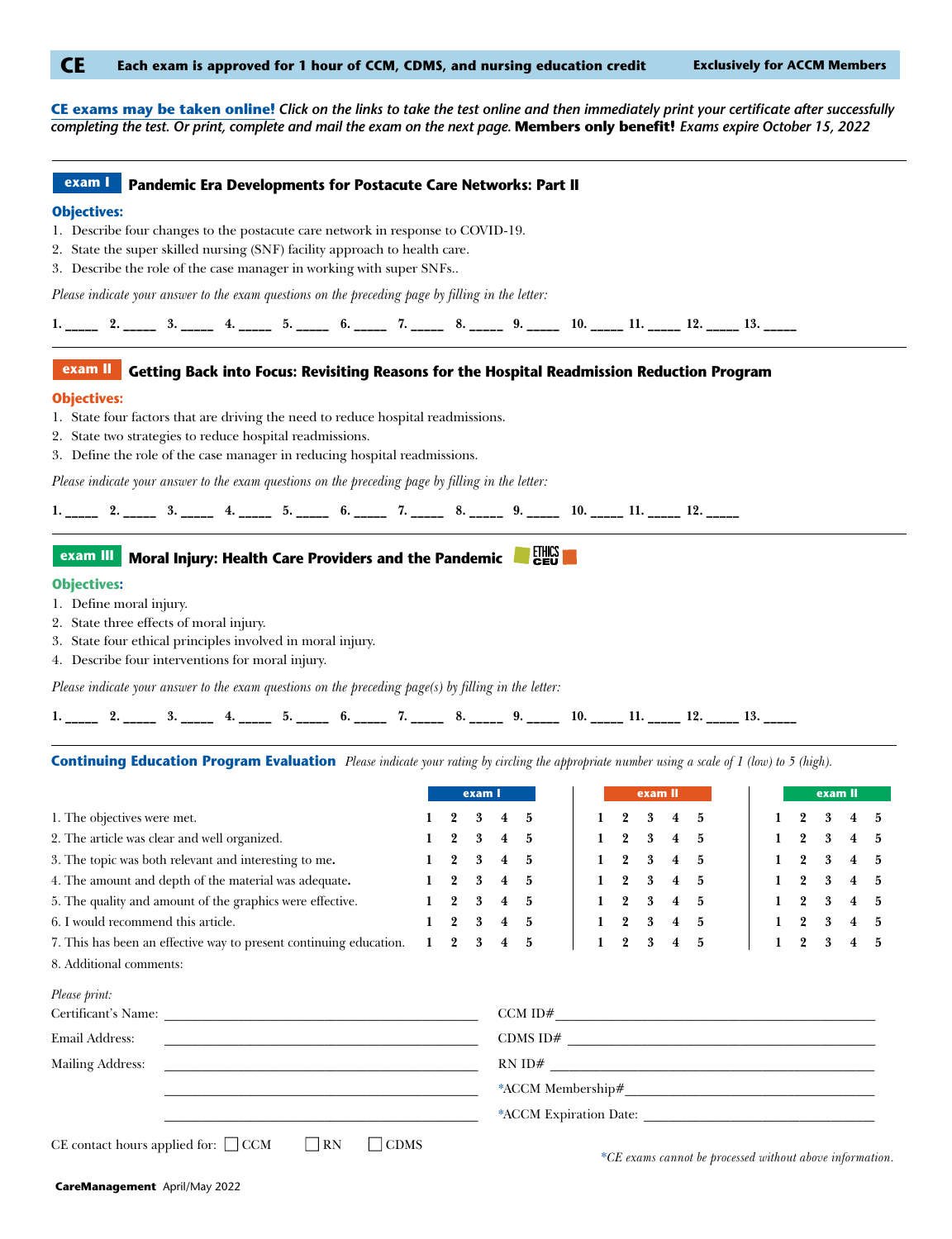**CE** **Each exam is approved for 1 hour of CCM, CDMS, and nursing education credit** **Exclusively for ACCM Members**

**CE exams may be taken online!** *Click on the links to take the test online and then immediately print your certificate after successfully completing the test. Or print, complete and mail the exam on the next page.* **Members only benefit!** *Exams expire October 15, 2022*

## exam I Pandemic Era Developments for Postacute Care Networks: Part II

**Objectives:**

1. Describe four changes to the postacute care network in response to COVID-19.
2. State the super skilled nursing (SNF) facility approach to health care.
3. Describe the role of the case manager in working with super SNFs..

*Please indicate your answer to the exam questions on the preceding page by filling in the letter:*

**1.** _____ **2.** _____ **3.** _____ **4.** _____ **5.** _____ **6.** _____ **7.** _____ **8.** _____ **9.** _____ **10.** _____ **11.** _____ **12.** _____ **13.** _____

## exam II Getting Back into Focus: Revisiting Reasons for the Hospital Readmission Reduction Program

**Objectives:**

1. State four factors that are driving the need to reduce hospital readmissions.
2. State two strategies to reduce hospital readmissions.
3. Define the role of the case manager in reducing hospital readmissions.

*Please indicate your answer to the exam questions on the preceding page by filling in the letter:*

**1.** _____ **2.** _____ **3.** _____ **4.** _____ **5.** _____ **6.** _____ **7.** _____ **8.** _____ **9.** _____ **10.** _____ **11.** _____ **12.** _____

## exam III Moral Injury: Health Care Providers and the Pandemic

ETHICS CEU

**Objectives:**

1. Define moral injury.
2. State three effects of moral injury.
3. State four ethical principles involved in moral injury.
4. Describe four interventions for moral injury.

*Please indicate your answer to the exam questions on the preceding page(s) by filling in the letter:*

**1.** _____ **2.** _____ **3.** _____ **4.** _____ **5.** _____ **6.** _____ **7.** _____ **8.** _____ **9.** _____ **10.** _____ **11.** _____ **12.** _____ **13.** _____

## Continuing Education Program Evaluation

*Please indicate your rating by circling the appropriate number using a scale of 1 (low) to 5 (high).*

| | exam I | exam II | exam II |
|---|---|---|---|
| 1. The objectives were met. | 1 2 3 4 5 | 1 2 3 4 5 | 1 2 3 4 5 |
| 2. The article was clear and well organized. | 1 2 3 4 5 | 1 2 3 4 5 | 1 2 3 4 5 |
| 3. The topic was both relevant and interesting to me. | 1 2 3 4 5 | 1 2 3 4 5 | 1 2 3 4 5 |
| 4. The amount and depth of the material was adequate. | 1 2 3 4 5 | 1 2 3 4 5 | 1 2 3 4 5 |
| 5. The quality and amount of the graphics were effective. | 1 2 3 4 5 | 1 2 3 4 5 | 1 2 3 4 5 |
| 6. I would recommend this article. | 1 2 3 4 5 | 1 2 3 4 5 | 1 2 3 4 5 |
| 7. This has been an effective way to present continuing education. | 1 2 3 4 5 | 1 2 3 4 5 | 1 2 3 4 5 |

8. Additional comments:

*Please print:*

Certificant's Name: ______________________________ CCM ID# ______________________________

Email Address: ______________________________ CDMS ID# ______________________________

Mailing Address: ______________________________ RN ID# ______________________________

______________________________ *ACCM Membership# ______________________________

______________________________ *ACCM Expiration Date: ______________________________

CE contact hours applied for: ☐ CCM ☐ RN ☐ CDMS

**CE exams cannot be processed without above information.*